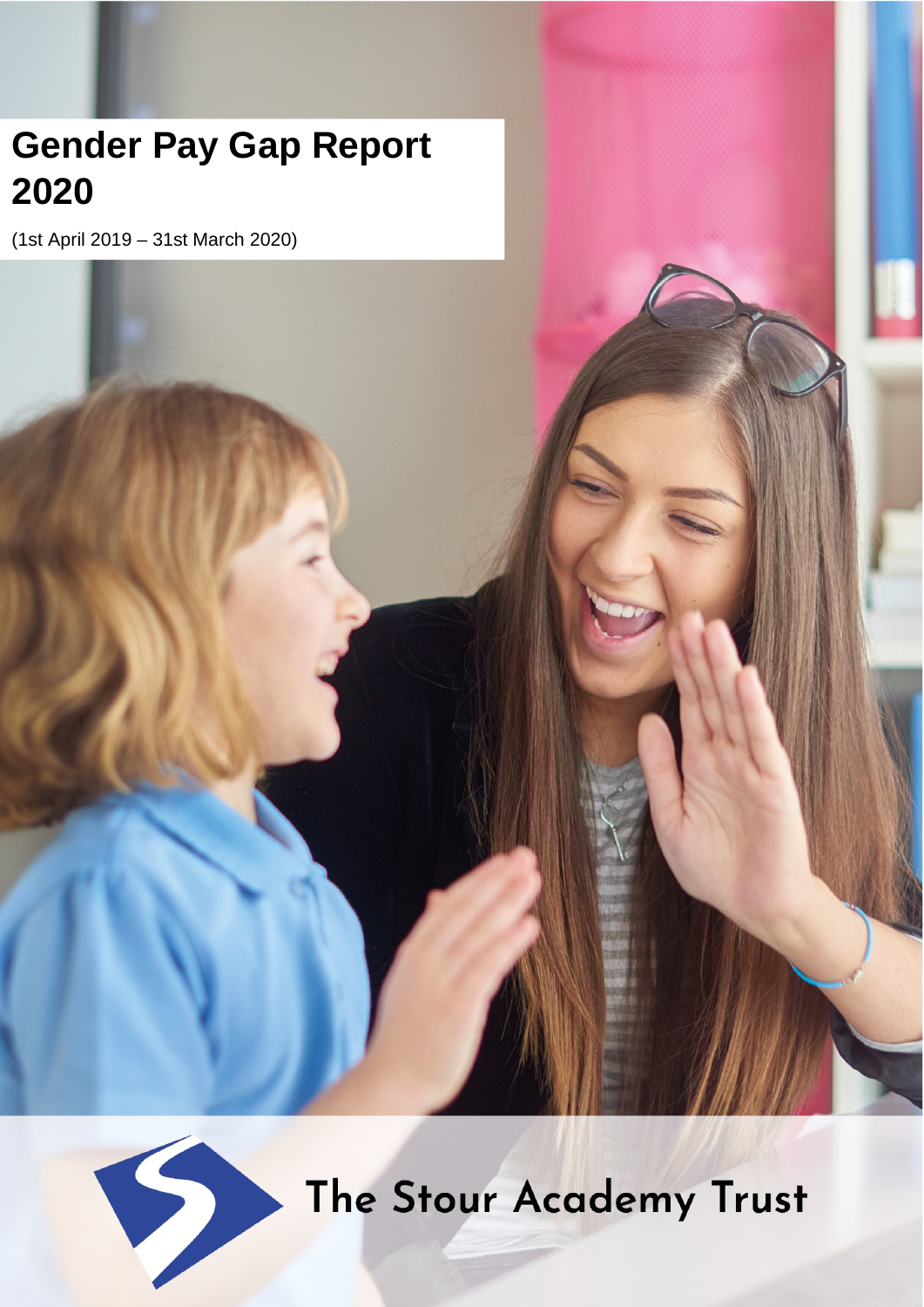# Gender Pay Gap Report 2020

(1st April 2019 – 31st March 2020)

The Stour Academy Trust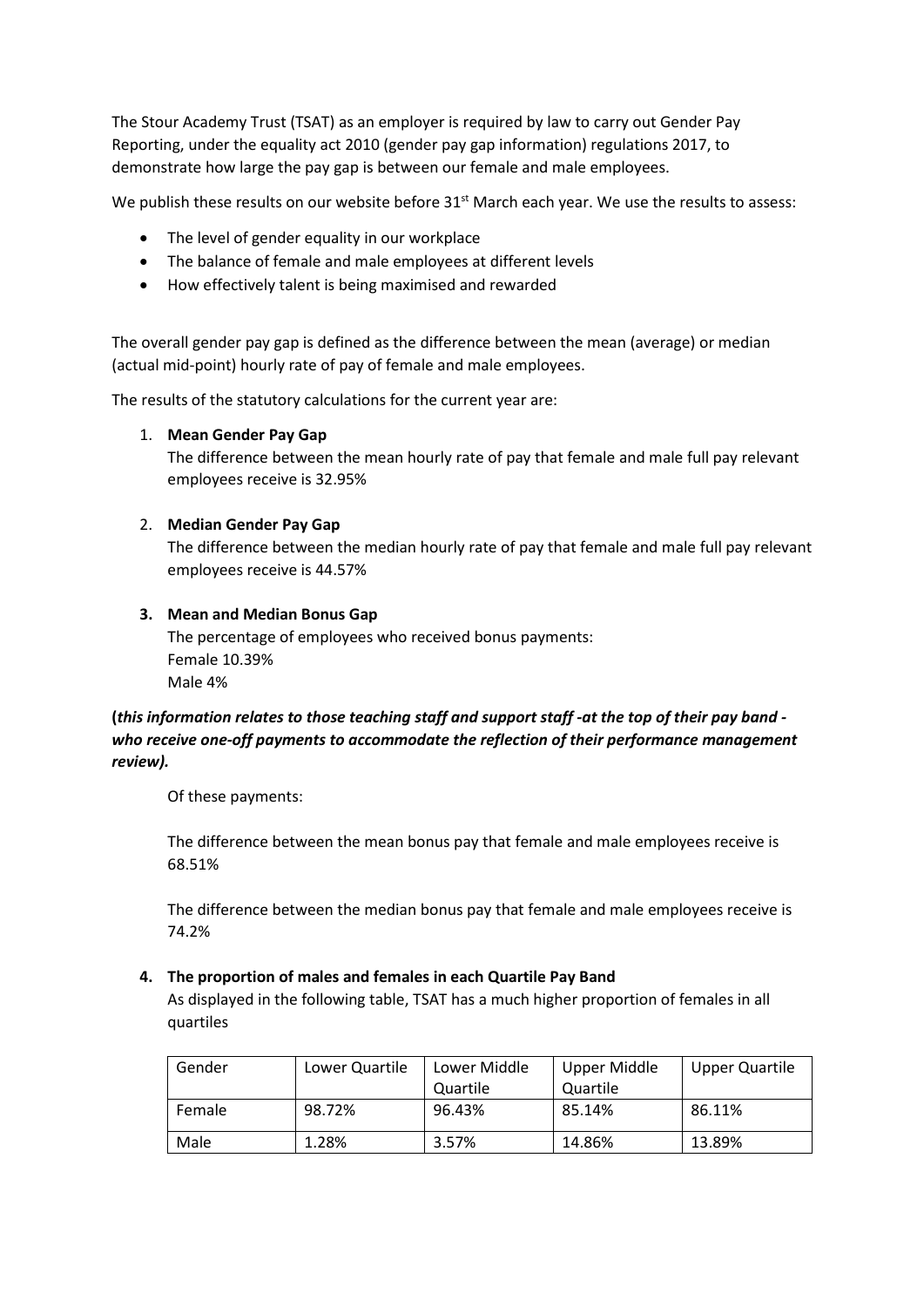The Stour Academy Trust (TSAT) as an employer is required by law to carry out Gender Pay Reporting, under the equality act 2010 (gender pay gap information) regulations 2017, to demonstrate how large the pay gap is between our female and male employees.

We publish these results on our website before 31st March each year. We use the results to assess:

- The level of gender equality in our workplace
- The balance of female and male employees at different levels
- How effectively talent is being maximised and rewarded

The overall gender pay gap is defined as the difference between the mean (average) or median (actual mid-point) hourly rate of pay of female and male employees.

The results of the statutory calculations for the current year are:

1. **Mean Gender Pay Gap**

   The difference between the mean hourly rate of pay that female and male full pay relevant employees receive is 32.95%

2. **Median Gender Pay Gap**

   The difference between the median hourly rate of pay that female and male full pay relevant employees receive is 44.57%

3. **Mean and Median Bonus Gap**

   The percentage of employees who received bonus payments:
   Female 10.39%
   Male 4%

**(*this information relates to those teaching staff and support staff -at the top of their pay band - who receive one-off payments to accommodate the reflection of their performance management review).***

Of these payments:

The difference between the mean bonus pay that female and male employees receive is 68.51%

The difference between the median bonus pay that female and male employees receive is 74.2%

4. **The proportion of males and females in each Quartile Pay Band**

   As displayed in the following table, TSAT has a much higher proportion of females in all quartiles

| Gender | Lower Quartile | Lower Middle Quartile | Upper Middle Quartile | Upper Quartile |
|---|---|---|---|---|
| Female | 98.72% | 96.43% | 85.14% | 86.11% |
| Male | 1.28% | 3.57% | 14.86% | 13.89% |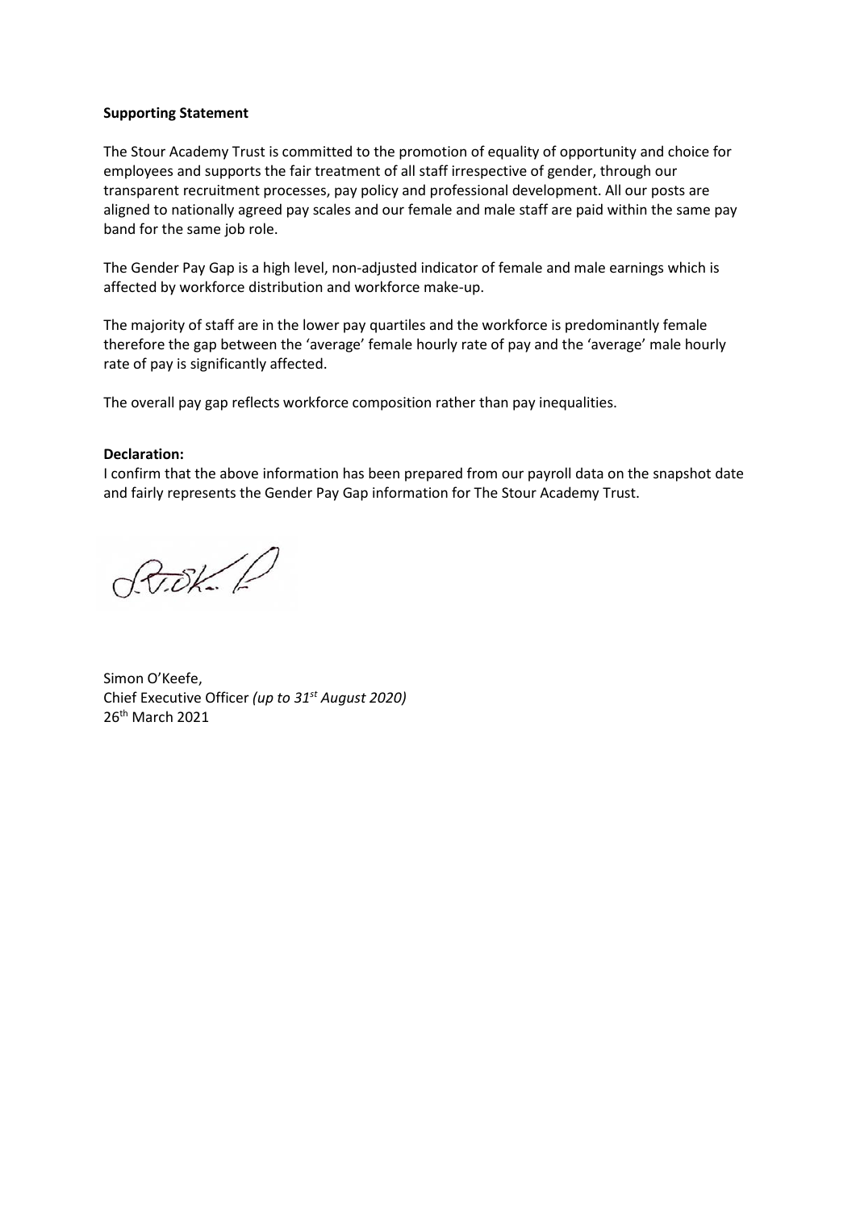**Supporting Statement**

The Stour Academy Trust is committed to the promotion of equality of opportunity and choice for employees and supports the fair treatment of all staff irrespective of gender, through our transparent recruitment processes, pay policy and professional development. All our posts are aligned to nationally agreed pay scales and our female and male staff are paid within the same pay band for the same job role.

The Gender Pay Gap is a high level, non-adjusted indicator of female and male earnings which is affected by workforce distribution and workforce make-up.

The majority of staff are in the lower pay quartiles and the workforce is predominantly female therefore the gap between the 'average' female hourly rate of pay and the 'average' male hourly rate of pay is significantly affected.

The overall pay gap reflects workforce composition rather than pay inequalities.

**Declaration:**
I confirm that the above information has been prepared from our payroll data on the snapshot date and fairly represents the Gender Pay Gap information for The Stour Academy Trust.

Simon O'Keefe,
Chief Executive Officer *(up to 31st August 2020)*
26th March 2021